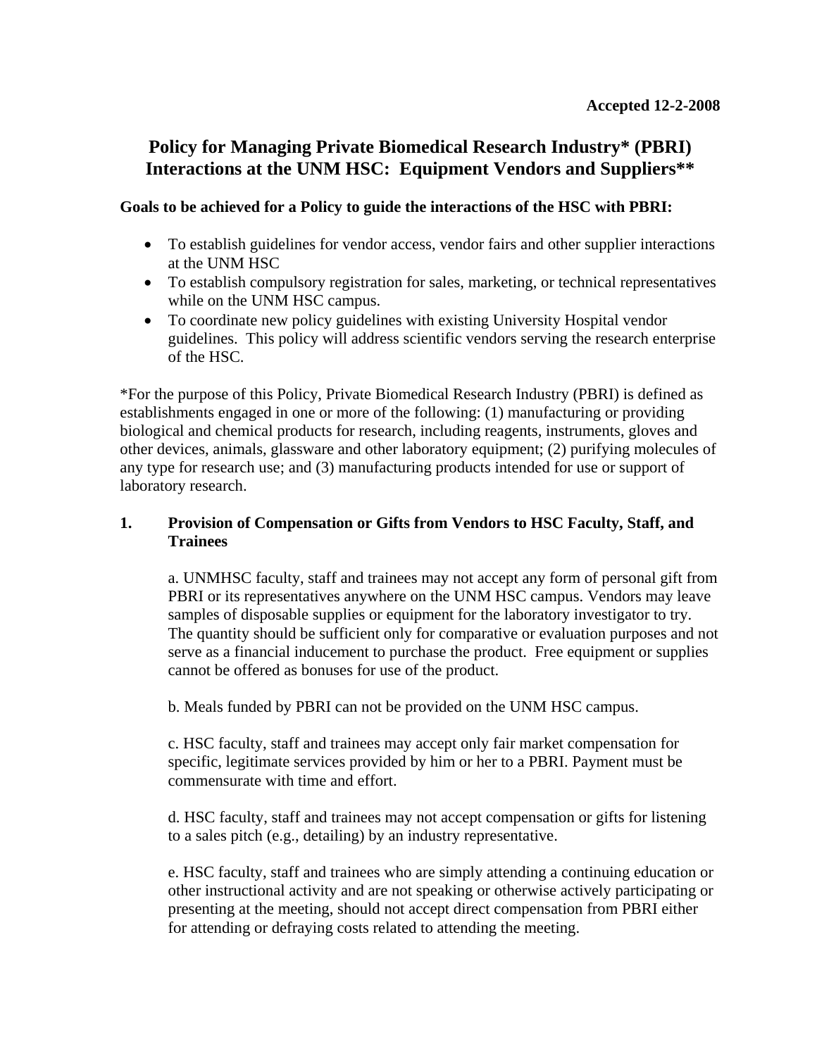**Accepted 12-2-2008**

# Policy for Managing Private Biomedical Research Industry* (PBRI) Interactions at the UNM HSC: Equipment Vendors and Suppliers**

**Goals to be achieved for a Policy to guide the interactions of the HSC with PBRI:**

- To establish guidelines for vendor access, vendor fairs and other supplier interactions at the UNM HSC
- To establish compulsory registration for sales, marketing, or technical representatives while on the UNM HSC campus.
- To coordinate new policy guidelines with existing University Hospital vendor guidelines. This policy will address scientific vendors serving the research enterprise of the HSC.

*For the purpose of this Policy, Private Biomedical Research Industry (PBRI) is defined as establishments engaged in one or more of the following: (1) manufacturing or providing biological and chemical products for research, including reagents, instruments, gloves and other devices, animals, glassware and other laboratory equipment; (2) purifying molecules of any type for research use; and (3) manufacturing products intended for use or support of laboratory research.

## 1. Provision of Compensation or Gifts from Vendors to HSC Faculty, Staff, and Trainees

a. UNMHSC faculty, staff and trainees may not accept any form of personal gift from PBRI or its representatives anywhere on the UNM HSC campus. Vendors may leave samples of disposable supplies or equipment for the laboratory investigator to try. The quantity should be sufficient only for comparative or evaluation purposes and not serve as a financial inducement to purchase the product. Free equipment or supplies cannot be offered as bonuses for use of the product.

b. Meals funded by PBRI can not be provided on the UNM HSC campus.

c. HSC faculty, staff and trainees may accept only fair market compensation for specific, legitimate services provided by him or her to a PBRI. Payment must be commensurate with time and effort.

d. HSC faculty, staff and trainees may not accept compensation or gifts for listening to a sales pitch (e.g., detailing) by an industry representative.

e. HSC faculty, staff and trainees who are simply attending a continuing education or other instructional activity and are not speaking or otherwise actively participating or presenting at the meeting, should not accept direct compensation from PBRI either for attending or defraying costs related to attending the meeting.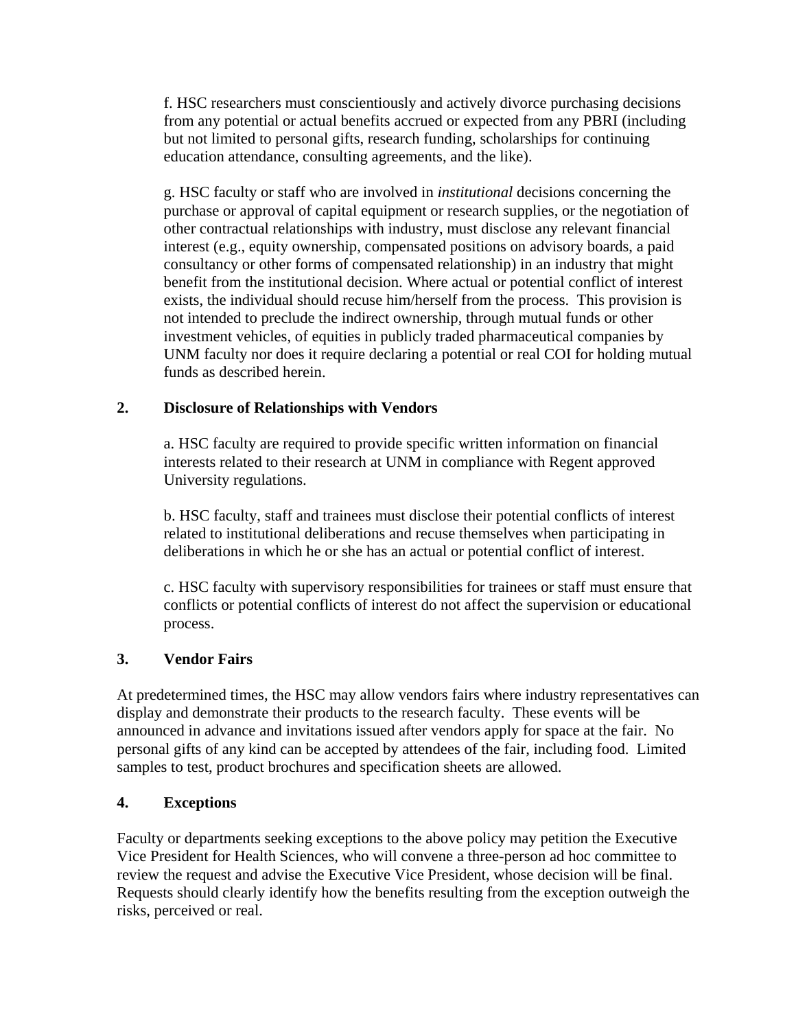f. HSC researchers must conscientiously and actively divorce purchasing decisions from any potential or actual benefits accrued or expected from any PBRI (including but not limited to personal gifts, research funding, scholarships for continuing education attendance, consulting agreements, and the like).

g. HSC faculty or staff who are involved in *institutional* decisions concerning the purchase or approval of capital equipment or research supplies, or the negotiation of other contractual relationships with industry, must disclose any relevant financial interest (e.g., equity ownership, compensated positions on advisory boards, a paid consultancy or other forms of compensated relationship) in an industry that might benefit from the institutional decision. Where actual or potential conflict of interest exists, the individual should recuse him/herself from the process. This provision is not intended to preclude the indirect ownership, through mutual funds or other investment vehicles, of equities in publicly traded pharmaceutical companies by UNM faculty nor does it require declaring a potential or real COI for holding mutual funds as described herein.

**2. Disclosure of Relationships with Vendors**

a. HSC faculty are required to provide specific written information on financial interests related to their research at UNM in compliance with Regent approved University regulations.

b. HSC faculty, staff and trainees must disclose their potential conflicts of interest related to institutional deliberations and recuse themselves when participating in deliberations in which he or she has an actual or potential conflict of interest.

c. HSC faculty with supervisory responsibilities for trainees or staff must ensure that conflicts or potential conflicts of interest do not affect the supervision or educational process.

**3. Vendor Fairs**

At predetermined times, the HSC may allow vendors fairs where industry representatives can display and demonstrate their products to the research faculty. These events will be announced in advance and invitations issued after vendors apply for space at the fair. No personal gifts of any kind can be accepted by attendees of the fair, including food. Limited samples to test, product brochures and specification sheets are allowed.

**4. Exceptions**

Faculty or departments seeking exceptions to the above policy may petition the Executive Vice President for Health Sciences, who will convene a three-person ad hoc committee to review the request and advise the Executive Vice President, whose decision will be final. Requests should clearly identify how the benefits resulting from the exception outweigh the risks, perceived or real.